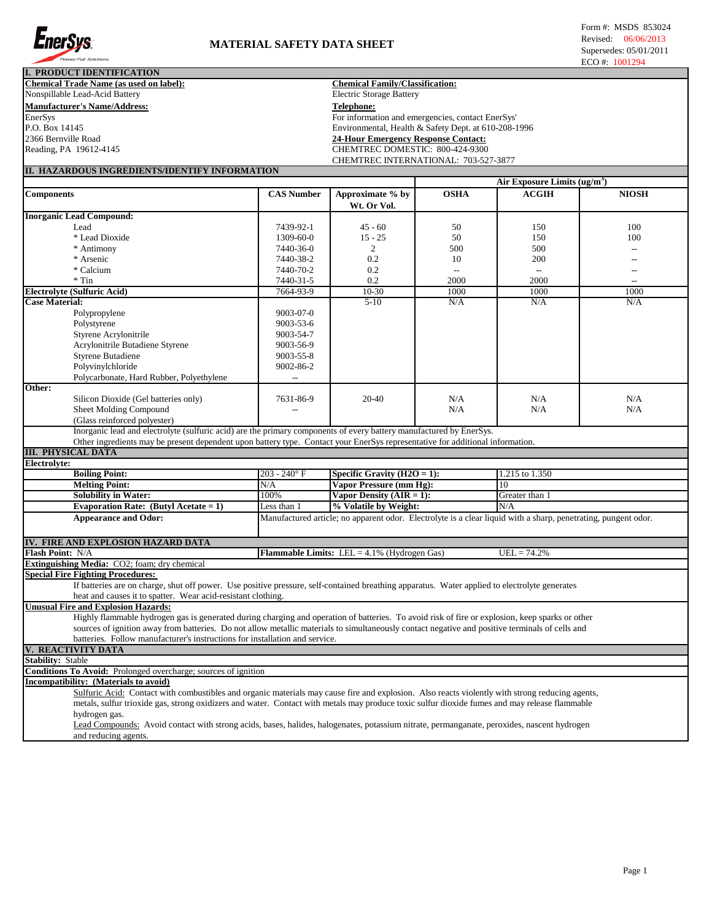# MATERIAL SAFETY DATA SHEET

Form #: MSDS 853024
Revised: 06/06/2013
Supersedes: 05/01/2011
ECO #: 1001294

## I. PRODUCT IDENTIFICATION

**Chemical Trade Name (as used on label):**
Nonspillable Lead-Acid Battery

**Chemical Family/Classification:**
Electric Storage Battery

**Manufacturer's Name/Address:**
EnerSys
P.O. Box 14145
2366 Bernville Road
Reading, PA 19612-4145

**Telephone:**
For information and emergencies, contact EnerSys' Environmental, Health & Safety Dept. at 610-208-1996

**24-Hour Emergency Response Contact:**
CHEMTREC DOMESTIC: 800-424-9300
CHEMTREC INTERNATIONAL: 703-527-3877

## II. HAZARDOUS INGREDIENTS/IDENTIFY INFORMATION

| Components | CAS Number | Approximate % by Wt. Or Vol. | Air Exposure Limits ($ug/m^3$) OSHA | ACGIH | NIOSH |
|---|---|---|---|---|---|
| **Inorganic Lead Compound:** | | | | | |
| Lead | 7439-92-1 | 45 - 60 | 50 | 150 | 100 |
| * Lead Dioxide | 1309-60-0 | 15 - 25 | 50 | 150 | 100 |
| * Antimony | 7440-36-0 | 2 | 500 | 500 | -- |
| * Arsenic | 7440-38-2 | 0.2 | 10 | 200 | -- |
| * Calcium | 7440-70-2 | 0.2 | -- | -- | -- |
| * Tin | 7440-31-5 | 0.2 | 2000 | 2000 | -- |
| **Electrolyte (Sulfuric Acid)** | 7664-93-9 | 10-30 | 1000 | 1000 | 1000 |
| **Case Material:** | | 5-10 | N/A | N/A | N/A |
| Polypropylene | 9003-07-0 | | | | |
| Polystyrene | 9003-53-6 | | | | |
| Styrene Acrylonitrile | 9003-54-7 | | | | |
| Acrylonitrile Butadiene Styrene | 9003-56-9 | | | | |
| Styrene Butadiene | 9003-55-8 | | | | |
| Polyvinylchloride | 9002-86-2 | | | | |
| Polycarbonate, Hard Rubber, Polyethylene | -- | | | | |
| **Other:** | | | | | |
| Silicon Dioxide (Gel batteries only) | 7631-86-9 | 20-40 | N/A | N/A | N/A |
| Sheet Molding Compound (Glass reinforced polyester) | -- | | N/A | N/A | N/A |

Inorganic lead and electrolyte (sulfuric acid) are the primary components of every battery manufactured by EnerSys.
Other ingredients may be present dependent upon battery type. Contact your EnerSys representative for additional information.

## III. PHYSICAL DATA

**Electrolyte:**

| | | | |
|---|---|---|---|
| **Boiling Point:** | 203 - 240° F | **Specific Gravity ($H_2O$ = 1):** | 1.215 to 1.350 |
| **Melting Point:** | N/A | **Vapor Pressure (mm Hg):** | 10 |
| **Solubility in Water:** | 100% | **Vapor Density (AIR = 1):** | Greater than 1 |
| **Evaporation Rate: (Butyl Acetate = 1)** | Less than 1 | **% Volatile by Weight:** | N/A |

**Appearance and Odor:** Manufactured article; no apparent odor. Electrolyte is a clear liquid with a sharp, penetrating, pungent odor.

## IV. FIRE AND EXPLOSION HAZARD DATA

**Flash Point:** N/A

**Flammable Limits:** LEL = 4.1% (Hydrogen Gas) UEL = 74.2%

**Extinguishing Media:** CO2; foam; dry chemical

**Special Fire Fighting Procedures:**
If batteries are on charge, shut off power. Use positive pressure, self-contained breathing apparatus. Water applied to electrolyte generates heat and causes it to spatter. Wear acid-resistant clothing.

**Unusual Fire and Explosion Hazards:**
Highly flammable hydrogen gas is generated during charging and operation of batteries. To avoid risk of fire or explosion, keep sparks or other sources of ignition away from batteries. Do not allow metallic materials to simultaneously contact negative and positive terminals of cells and batteries. Follow manufacturer's instructions for installation and service.

## V. REACTIVITY DATA

**Stability:** Stable

**Conditions To Avoid:** Prolonged overcharge; sources of ignition

**Incompatibility: (Materials to avoid)**
Sulfuric Acid: Contact with combustibles and organic materials may cause fire and explosion. Also reacts violently with strong reducing agents, metals, sulfur trioxide gas, strong oxidizers and water. Contact with metals may produce toxic sulfur dioxide fumes and may release flammable hydrogen gas.
Lead Compounds: Avoid contact with strong acids, bases, halides, halogenates, potassium nitrate, permanganate, peroxides, nascent hydrogen and reducing agents.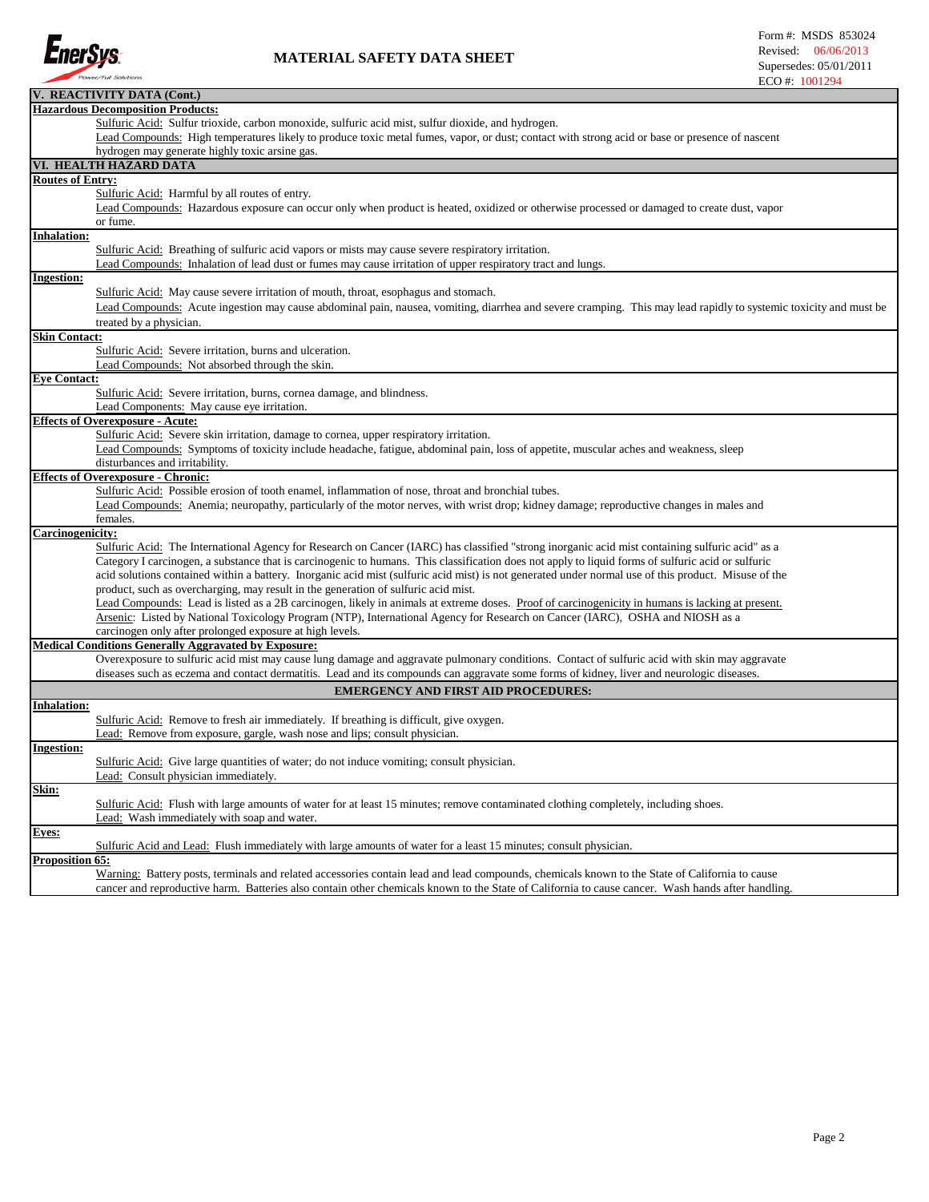## V. REACTIVITY DATA (Cont.)

**Hazardous Decomposition Products:**

Sulfuric Acid: Sulfur trioxide, carbon monoxide, sulfuric acid mist, sulfur dioxide, and hydrogen.

Lead Compounds: High temperatures likely to produce toxic metal fumes, vapor, or dust; contact with strong acid or base or presence of nascent hydrogen may generate highly toxic arsine gas.

## VI. HEALTH HAZARD DATA

**Routes of Entry:**

Sulfuric Acid: Harmful by all routes of entry.

Lead Compounds: Hazardous exposure can occur only when product is heated, oxidized or otherwise processed or damaged to create dust, vapor or fume.

**Inhalation:**

Sulfuric Acid: Breathing of sulfuric acid vapors or mists may cause severe respiratory irritation.

Lead Compounds: Inhalation of lead dust or fumes may cause irritation of upper respiratory tract and lungs.

**Ingestion:**

Sulfuric Acid: May cause severe irritation of mouth, throat, esophagus and stomach.

Lead Compounds: Acute ingestion may cause abdominal pain, nausea, vomiting, diarrhea and severe cramping. This may lead rapidly to systemic toxicity and must be treated by a physician.

**Skin Contact:**

Sulfuric Acid: Severe irritation, burns and ulceration.

Lead Compounds: Not absorbed through the skin.

**Eye Contact:**

Sulfuric Acid: Severe irritation, burns, cornea damage, and blindness.

Lead Components: May cause eye irritation.

**Effects of Overexposure - Acute:**

Sulfuric Acid: Severe skin irritation, damage to cornea, upper respiratory irritation.

Lead Compounds: Symptoms of toxicity include headache, fatigue, abdominal pain, loss of appetite, muscular aches and weakness, sleep disturbances and irritability.

**Effects of Overexposure - Chronic:**

Sulfuric Acid: Possible erosion of tooth enamel, inflammation of nose, throat and bronchial tubes.

Lead Compounds: Anemia; neuropathy, particularly of the motor nerves, with wrist drop; kidney damage; reproductive changes in males and females.

**Carcinogenicity:**

Sulfuric Acid: The International Agency for Research on Cancer (IARC) has classified "strong inorganic acid mist containing sulfuric acid" as a Category I carcinogen, a substance that is carcinogenic to humans. This classification does not apply to liquid forms of sulfuric acid or sulfuric acid solutions contained within a battery. Inorganic acid mist (sulfuric acid mist) is not generated under normal use of this product. Misuse of the product, such as overcharging, may result in the generation of sulfuric acid mist.

Lead Compounds: Lead is listed as a 2B carcinogen, likely in animals at extreme doses. Proof of carcinogenicity in humans is lacking at present.

Arsenic: Listed by National Toxicology Program (NTP), International Agency for Research on Cancer (IARC), OSHA and NIOSH as a carcinogen only after prolonged exposure at high levels.

**Medical Conditions Generally Aggravated by Exposure:**

Overexposure to sulfuric acid mist may cause lung damage and aggravate pulmonary conditions. Contact of sulfuric acid with skin may aggravate diseases such as eczema and contact dermatitis. Lead and its compounds can aggravate some forms of kidney, liver and neurologic diseases.

### EMERGENCY AND FIRST AID PROCEDURES:

**Inhalation:**

Sulfuric Acid: Remove to fresh air immediately. If breathing is difficult, give oxygen.

Lead: Remove from exposure, gargle, wash nose and lips; consult physician.

**Ingestion:**

Sulfuric Acid: Give large quantities of water; do not induce vomiting; consult physician.

Lead: Consult physician immediately.

**Skin:**

Sulfuric Acid: Flush with large amounts of water for at least 15 minutes; remove contaminated clothing completely, including shoes.

Lead: Wash immediately with soap and water.

**Eyes:**

Sulfuric Acid and Lead: Flush immediately with large amounts of water for a least 15 minutes; consult physician.

**Proposition 65:**

Warning: Battery posts, terminals and related accessories contain lead and lead compounds, chemicals known to the State of California to cause cancer and reproductive harm. Batteries also contain other chemicals known to the State of California to cause cancer. Wash hands after handling.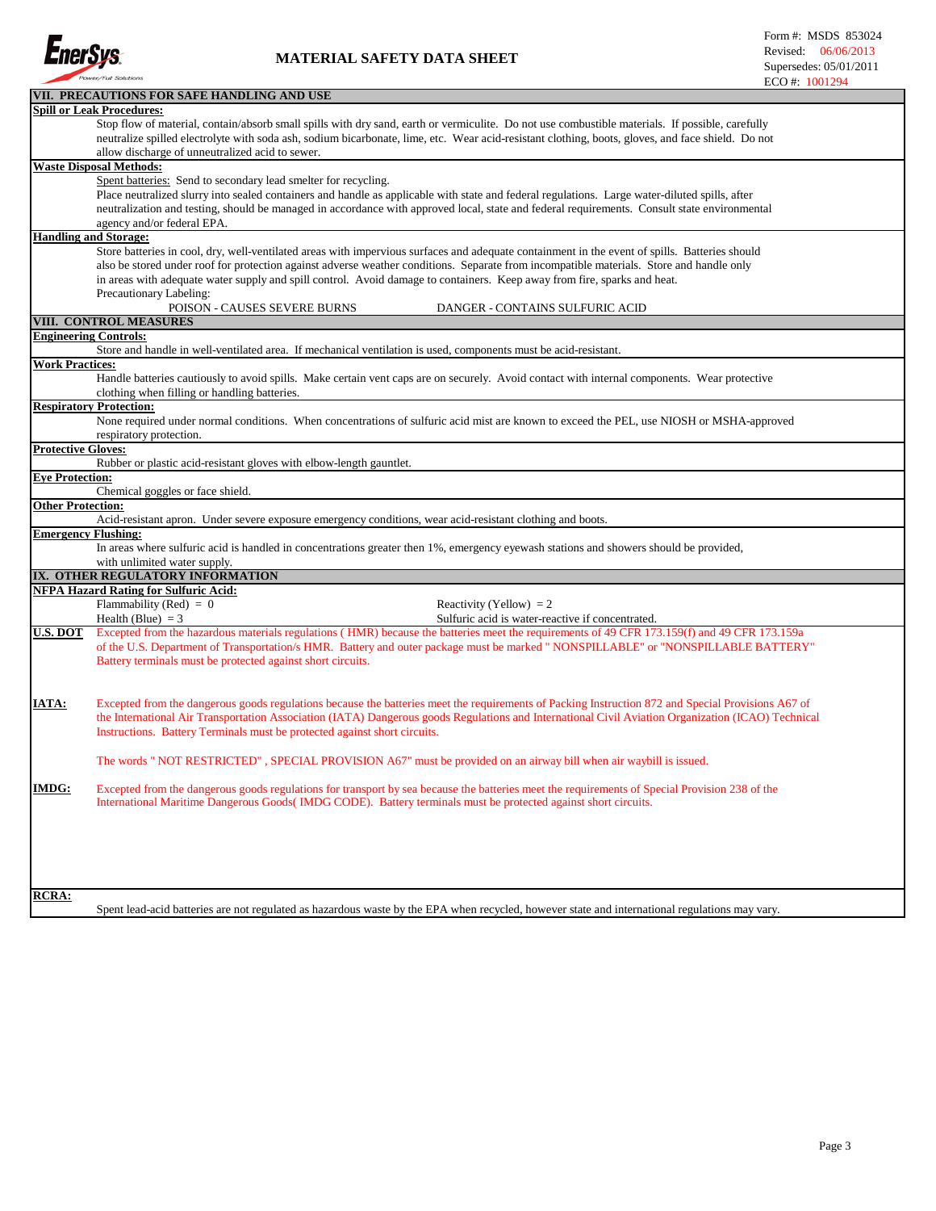**MATERIAL SAFETY DATA SHEET**

Form #: MSDS 853024
Revised: 06/06/2013
Supersedes: 05/01/2011
ECO #: 1001294

## VII. PRECAUTIONS FOR SAFE HANDLING AND USE

**Spill or Leak Procedures:**

Stop flow of material, contain/absorb small spills with dry sand, earth or vermiculite. Do not use combustible materials. If possible, carefully neutralize spilled electrolyte with soda ash, sodium bicarbonate, lime, etc. Wear acid-resistant clothing, boots, gloves, and face shield. Do not allow discharge of unneutralized acid to sewer.

**Waste Disposal Methods:**

Spent batteries: Send to secondary lead smelter for recycling.
Place neutralized slurry into sealed containers and handle as applicable with state and federal regulations. Large water-diluted spills, after neutralization and testing, should be managed in accordance with approved local, state and federal requirements. Consult state environmental agency and/or federal EPA.

**Handling and Storage:**

Store batteries in cool, dry, well-ventilated areas with impervious surfaces and adequate containment in the event of spills. Batteries should also be stored under roof for protection against adverse weather conditions. Separate from incompatible materials. Store and handle only in areas with adequate water supply and spill control. Avoid damage to containers. Keep away from fire, sparks and heat.
Precautionary Labeling:
POISON - CAUSES SEVERE BURNS DANGER - CONTAINS SULFURIC ACID

## VIII. CONTROL MEASURES

**Engineering Controls:**

Store and handle in well-ventilated area. If mechanical ventilation is used, components must be acid-resistant.

**Work Practices:**

Handle batteries cautiously to avoid spills. Make certain vent caps are on securely. Avoid contact with internal components. Wear protective clothing when filling or handling batteries.

**Respiratory Protection:**

None required under normal conditions. When concentrations of sulfuric acid mist are known to exceed the PEL, use NIOSH or MSHA-approved respiratory protection.

**Protective Gloves:**

Rubber or plastic acid-resistant gloves with elbow-length gauntlet.

**Eye Protection:**

Chemical goggles or face shield.

**Other Protection:**

Acid-resistant apron. Under severe exposure emergency conditions, wear acid-resistant clothing and boots.

**Emergency Flushing:**

In areas where sulfuric acid is handled in concentrations greater then 1%, emergency eyewash stations and showers should be provided, with unlimited water supply.

## IX. OTHER REGULATORY INFORMATION

**NFPA Hazard Rating for Sulfuric Acid:**

Flammability (Red) = 0
Health (Blue) = 3
Reactivity (Yellow) = 2
Sulfuric acid is water-reactive if concentrated.

**U.S. DOT**

Excepted from the hazardous materials regulations ( HMR) because the batteries meet the requirements of 49 CFR 173.159(f) and 49 CFR 173.159a of the U.S. Department of Transportation/s HMR. Battery and outer package must be marked " NONSPILLABLE" or "NONSPILLABLE BATTERY" Battery terminals must be protected against short circuits.

**IATA:**

Excepted from the dangerous goods regulations because the batteries meet the requirements of Packing Instruction 872 and Special Provisions A67 of the International Air Transportation Association (IATA) Dangerous goods Regulations and International Civil Aviation Organization (ICAO) Technical Instructions. Battery Terminals must be protected against short circuits.

The words " NOT RESTRICTED" , SPECIAL PROVISION A67" must be provided on an airway bill when air waybill is issued.

**IMDG:**

Excepted from the dangerous goods regulations for transport by sea because the batteries meet the requirements of Special Provision 238 of the International Maritime Dangerous Goods( IMDG CODE). Battery terminals must be protected against short circuits.

**RCRA:**

Spent lead-acid batteries are not regulated as hazardous waste by the EPA when recycled, however state and international regulations may vary.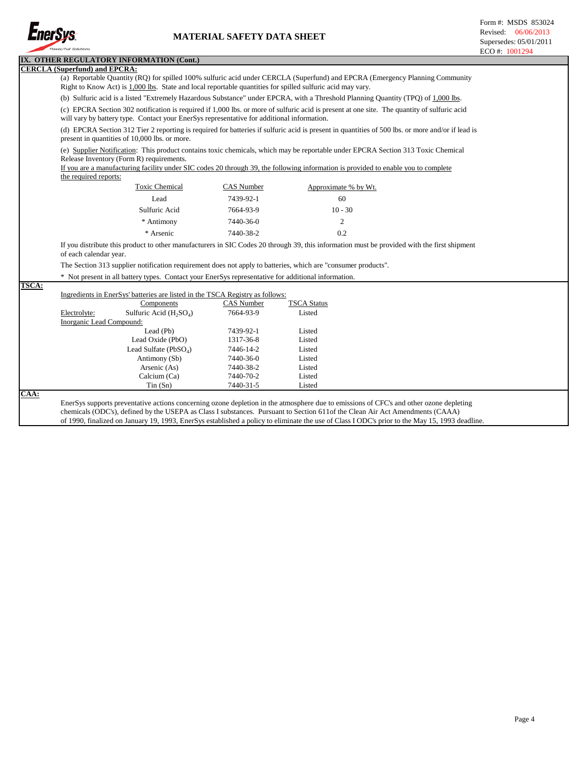## IX. OTHER REGULATORY INFORMATION (Cont.)

**CERCLA (Superfund) and EPCRA:**

(a) Reportable Quantity (RQ) for spilled 100% sulfuric acid under CERCLA (Superfund) and EPCRA (Emergency Planning Community Right to Know Act) is 1,000 lbs. State and local reportable quantities for spilled sulfuric acid may vary.

(b) Sulfuric acid is a listed "Extremely Hazardous Substance" under EPCRA, with a Threshold Planning Quantity (TPQ) of 1,000 lbs.

(c) EPCRA Section 302 notification is required if 1,000 lbs. or more of sulfuric acid is present at one site. The quantity of sulfuric acid will vary by battery type. Contact your EnerSys representative for additional information.

(d) EPCRA Section 312 Tier 2 reporting is required for batteries if sulfuric acid is present in quantities of 500 lbs. or more and/or if lead is present in quantities of 10,000 lbs. or more.

(e) Supplier Notification: This product contains toxic chemicals, which may be reportable under EPCRA Section 313 Toxic Chemical Release Inventory (Form R) requirements.
If you are a manufacturing facility under SIC codes 20 through 39, the following information is provided to enable you to complete the required reports:

| Toxic Chemical | CAS Number | Approximate % by Wt. |
|---|---|---|
| Lead | 7439-92-1 | 60 |
| Sulfuric Acid | 7664-93-9 | 10 - 30 |
| * Antimony | 7440-36-0 | 2 |
| * Arsenic | 7440-38-2 | 0.2 |

If you distribute this product to other manufacturers in SIC Codes 20 through 39, this information must be provided with the first shipment of each calendar year.

The Section 313 supplier notification requirement does not apply to batteries, which are "consumer products".

* Not present in all battery types. Contact your EnerSys representative for additional information.

**TSCA:**

Ingredients in EnerSys' batteries are listed in the TSCA Registry as follows:

| | Components | CAS Number | TSCA Status |
|---|---|---|---|
| Electrolyte: | Sulfuric Acid ($H_2SO_4$) | 7664-93-9 | Listed |
| Inorganic Lead Compound: | | | |
| | Lead (Pb) | 7439-92-1 | Listed |
| | Lead Oxide (PbO) | 1317-36-8 | Listed |
| | Lead Sulfate ($PbSO_4$) | 7446-14-2 | Listed |
| | Antimony (Sb) | 7440-36-0 | Listed |
| | Arsenic (As) | 7440-38-2 | Listed |
| | Calcium (Ca) | 7440-70-2 | Listed |
| | Tin (Sn) | 7440-31-5 | Listed |

**CAA:**

EnerSys supports preventative actions concerning ozone depletion in the atmosphere due to emissions of CFC's and other ozone depleting chemicals (ODC's), defined by the USEPA as Class I substances. Pursuant to Section 611of the Clean Air Act Amendments (CAAA) of 1990, finalized on January 19, 1993, EnerSys established a policy to eliminate the use of Class I ODC's prior to the May 15, 1993 deadline.